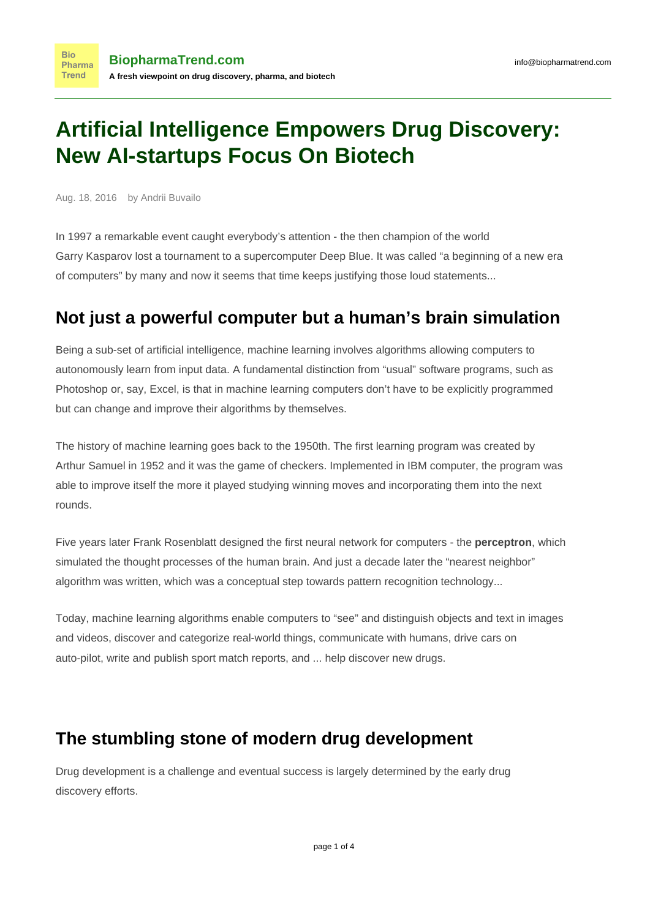# Artificial Intelligence Empowers Drug Discovery: New AI-startups Focus On Biotech

Aug. 18, 2016 by Andrii Buvailo

In 1997 a remarkable event caught everybody's attention - the then champion of the world Garry Kasparov lost a tournament to a supercomputer Deep Blue. It was called "a beginning of a new era of computers" by many and now it seems that time keeps justifying those loud statements...

## Not just a powerful computer but a human's brain simulation

Being a sub-set of artificial intelligence, machine learning involves algorithms allowing computers to autonomously learn from input data. A fundamental distinction from "usual" software programs, such as Photoshop or, say, Excel, is that in machine learning computers don't have to be explicitly programmed but can change and improve their algorithms by themselves.

The history of machine learning goes back to the 1950th. The first learning program was created by Arthur Samuel in 1952 and it was the game of checkers. Implemented in IBM computer, the program was able to improve itself the more it played studying winning moves and incorporating them into the next rounds.

Five years later Frank Rosenblatt designed the first neural network for computers - the **perceptron**, which simulated the thought processes of the human brain. And just a decade later the "nearest neighbor" algorithm was written, which was a conceptual step towards pattern recognition technology...

Today, machine learning algorithms enable computers to "see" and distinguish objects and text in images and videos, discover and categorize real-world things, communicate with humans, drive cars on auto-pilot, write and publish sport match reports, and ... help discover new drugs.

## The stumbling stone of modern drug development

Drug development is a challenge and eventual success is largely determined by the early drug discovery efforts.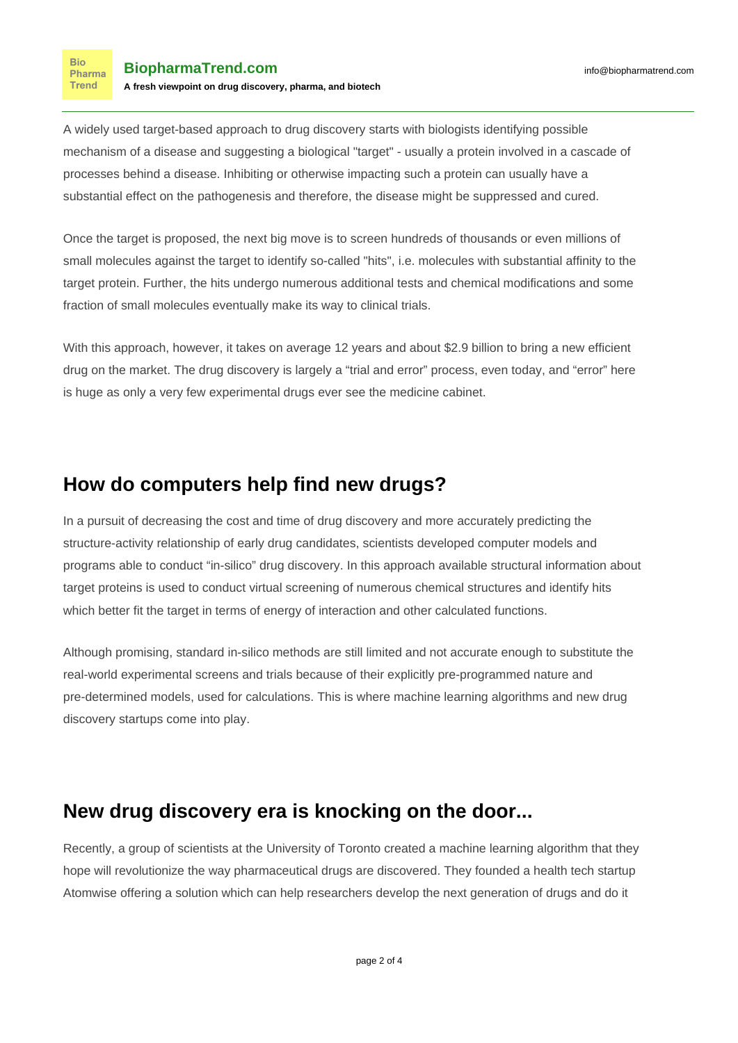A widely used target-based approach to drug discovery starts with biologists identifying possible mechanism of a disease and suggesting a biological "target" - usually a protein involved in a cascade of processes behind a disease. Inhibiting or otherwise impacting such a protein can usually have a substantial effect on the pathogenesis and therefore, the disease might be suppressed and cured.

Once the target is proposed, the next big move is to screen hundreds of thousands or even millions of small molecules against the target to identify so-called "hits", i.e. molecules with substantial affinity to the target protein. Further, the hits undergo numerous additional tests and chemical modifications and some fraction of small molecules eventually make its way to clinical trials.

With this approach, however, it takes on average 12 years and about $2.9 billion to bring a new efficient drug on the market. The drug discovery is largely a “trial and error” process, even today, and “error” here is huge as only a very few experimental drugs ever see the medicine cabinet.

## How do computers help find new drugs?

In a pursuit of decreasing the cost and time of drug discovery and more accurately predicting the structure-activity relationship of early drug candidates, scientists developed computer models and programs able to conduct “in-silico” drug discovery. In this approach available structural information about target proteins is used to conduct virtual screening of numerous chemical structures and identify hits which better fit the target in terms of energy of interaction and other calculated functions.

Although promising, standard in-silico methods are still limited and not accurate enough to substitute the real-world experimental screens and trials because of their explicitly pre-programmed nature and pre-determined models, used for calculations. This is where machine learning algorithms and new drug discovery startups come into play.

## New drug discovery era is knocking on the door...

Recently, a group of scientists at the University of Toronto created a machine learning algorithm that they hope will revolutionize the way pharmaceutical drugs are discovered. They founded a health tech startup Atomwise offering a solution which can help researchers develop the next generation of drugs and do it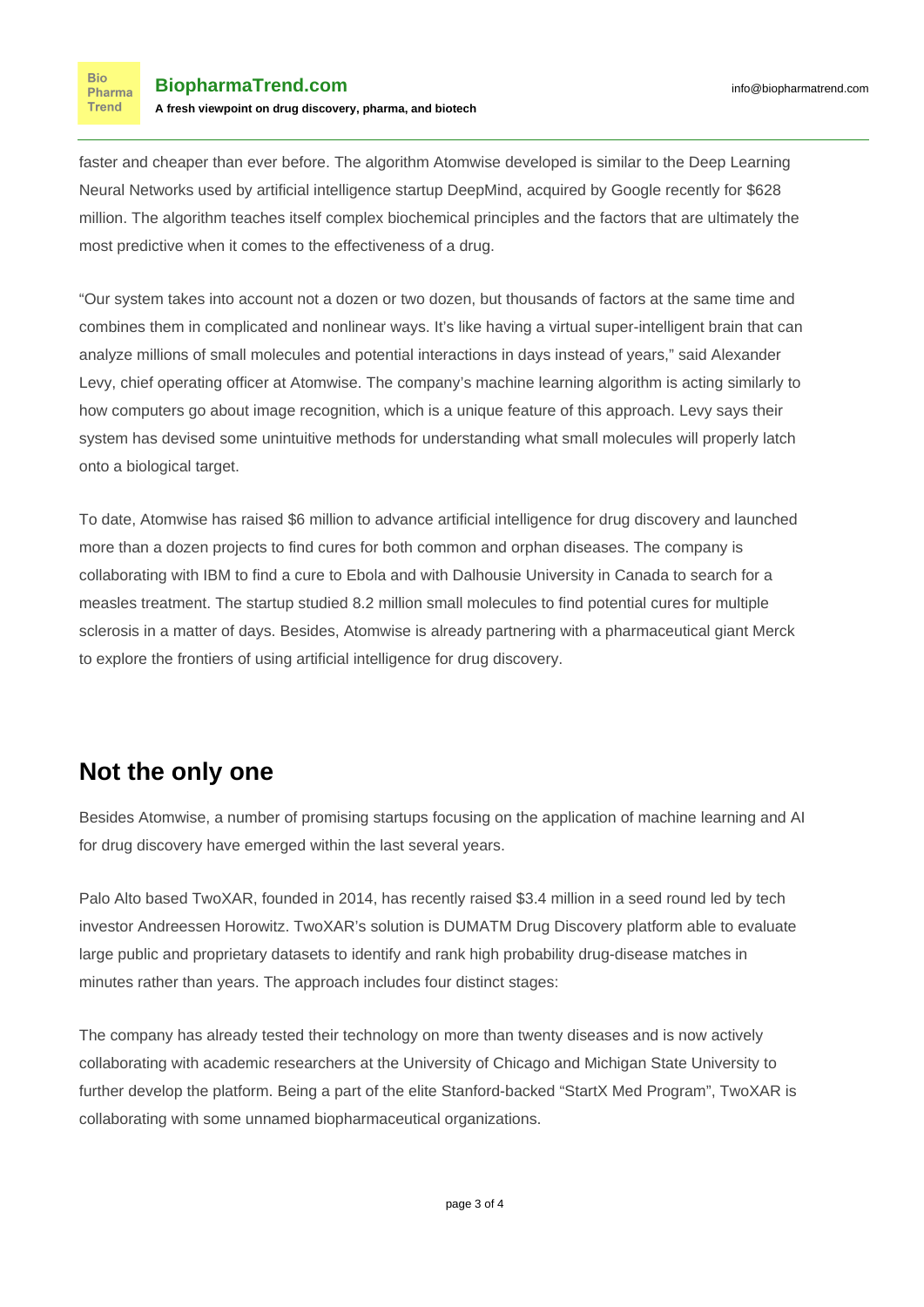faster and cheaper than ever before. The algorithm Atomwise developed is similar to the Deep Learning Neural Networks used by artificial intelligence startup DeepMind, acquired by Google recently for $628 million. The algorithm teaches itself complex biochemical principles and the factors that are ultimately the most predictive when it comes to the effectiveness of a drug.

"Our system takes into account not a dozen or two dozen, but thousands of factors at the same time and combines them in complicated and nonlinear ways. It's like having a virtual super-intelligent brain that can analyze millions of small molecules and potential interactions in days instead of years," said Alexander Levy, chief operating officer at Atomwise. The company's machine learning algorithm is acting similarly to how computers go about image recognition, which is a unique feature of this approach. Levy says their system has devised some unintuitive methods for understanding what small molecules will properly latch onto a biological target.

To date, Atomwise has raised $6 million to advance artificial intelligence for drug discovery and launched more than a dozen projects to find cures for both common and orphan diseases. The company is collaborating with IBM to find a cure to Ebola and with Dalhousie University in Canada to search for a measles treatment. The startup studied 8.2 million small molecules to find potential cures for multiple sclerosis in a matter of days. Besides, Atomwise is already partnering with a pharmaceutical giant Merck to explore the frontiers of using artificial intelligence for drug discovery.

## Not the only one

Besides Atomwise, a number of promising startups focusing on the application of machine learning and AI for drug discovery have emerged within the last several years.

Palo Alto based TwoXAR, founded in 2014, has recently raised $3.4 million in a seed round led by tech investor Andreessen Horowitz. TwoXAR's solution is DUMATM Drug Discovery platform able to evaluate large public and proprietary datasets to identify and rank high probability drug-disease matches in minutes rather than years. The approach includes four distinct stages:

The company has already tested their technology on more than twenty diseases and is now actively collaborating with academic researchers at the University of Chicago and Michigan State University to further develop the platform. Being a part of the elite Stanford-backed "StartX Med Program", TwoXAR is collaborating with some unnamed biopharmaceutical organizations.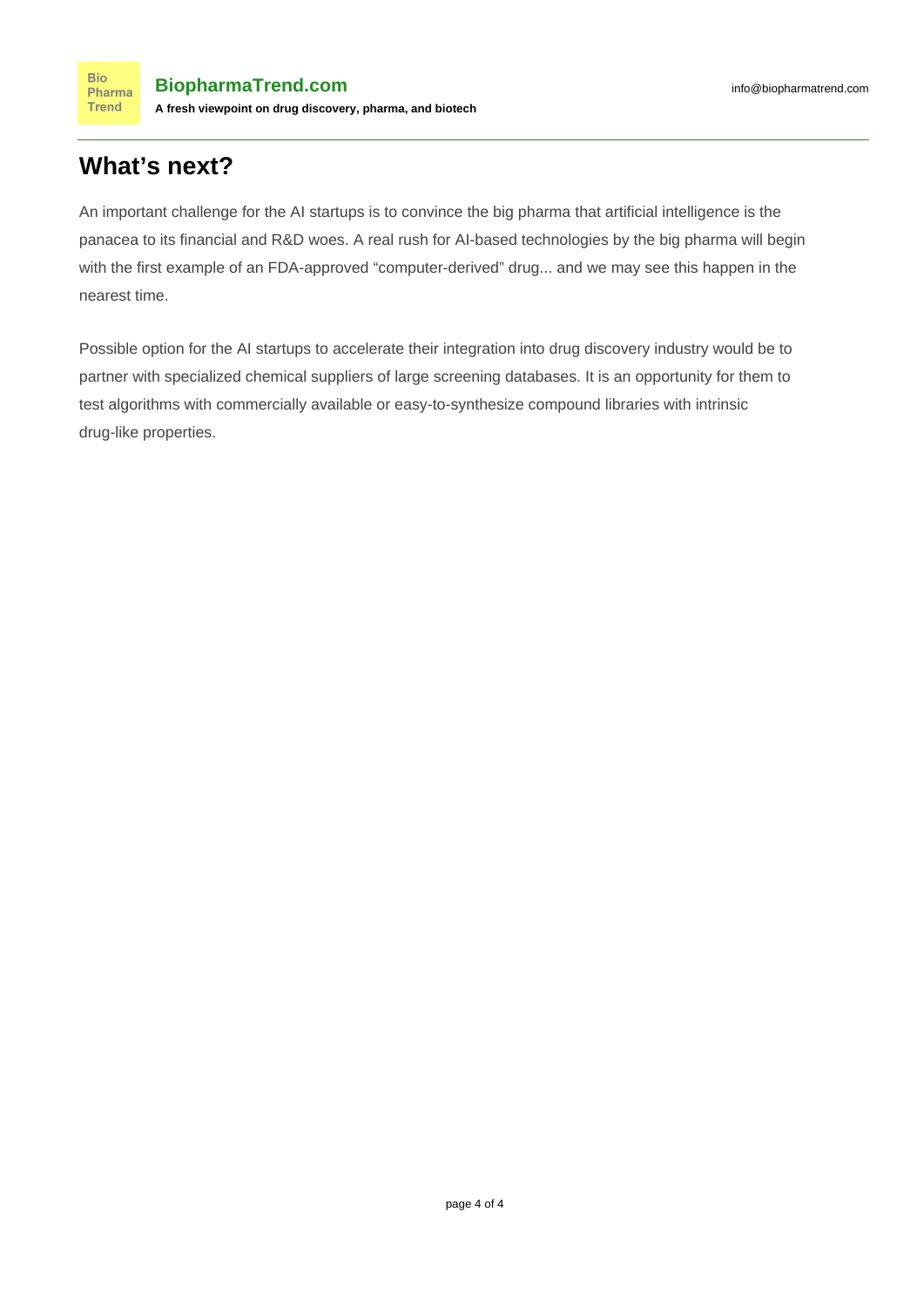## What's next?

An important challenge for the AI startups is to convince the big pharma that artificial intelligence is the panacea to its financial and R&D woes. A real rush for AI-based technologies by the big pharma will begin with the first example of an FDA-approved "computer-derived" drug... and we may see this happen in the nearest time.

Possible option for the AI startups to accelerate their integration into drug discovery industry would be to partner with specialized chemical suppliers of large screening databases. It is an opportunity for them to test algorithms with commercially available or easy-to-synthesize compound libraries with intrinsic drug-like properties.